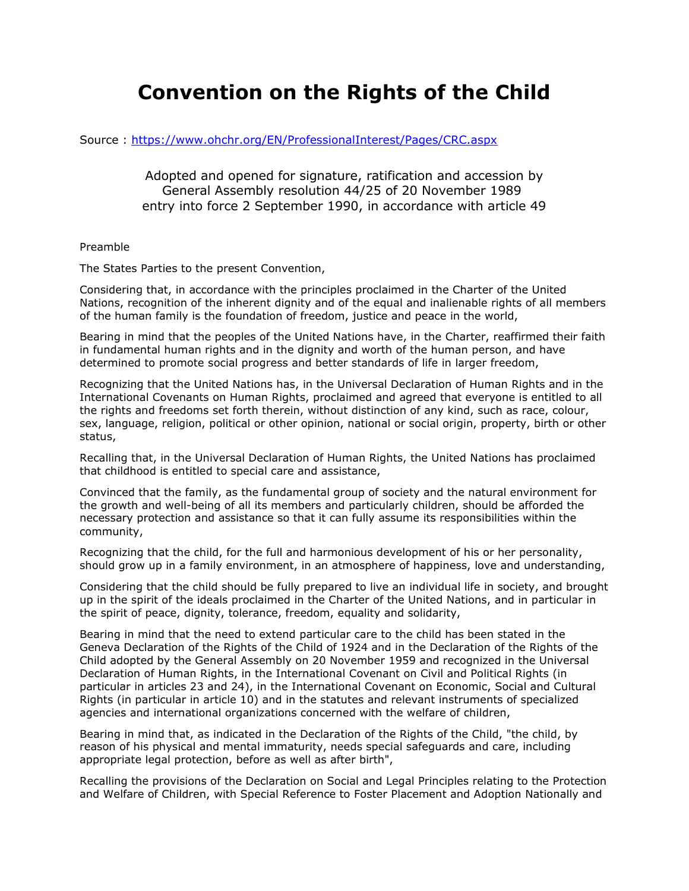# Convention on the Rights of the Child

Source : https://www.ohchr.org/EN/ProfessionalInterest/Pages/CRC.aspx

Adopted and opened for signature, ratification and accession by General Assembly resolution 44/25 of 20 November 1989 entry into force 2 September 1990, in accordance with article 49

Preamble

The States Parties to the present Convention,

Considering that, in accordance with the principles proclaimed in the Charter of the United Nations, recognition of the inherent dignity and of the equal and inalienable rights of all members of the human family is the foundation of freedom, justice and peace in the world,

Bearing in mind that the peoples of the United Nations have, in the Charter, reaffirmed their faith in fundamental human rights and in the dignity and worth of the human person, and have determined to promote social progress and better standards of life in larger freedom,

Recognizing that the United Nations has, in the Universal Declaration of Human Rights and in the International Covenants on Human Rights, proclaimed and agreed that everyone is entitled to all the rights and freedoms set forth therein, without distinction of any kind, such as race, colour, sex, language, religion, political or other opinion, national or social origin, property, birth or other status,

Recalling that, in the Universal Declaration of Human Rights, the United Nations has proclaimed that childhood is entitled to special care and assistance,

Convinced that the family, as the fundamental group of society and the natural environment for the growth and well-being of all its members and particularly children, should be afforded the necessary protection and assistance so that it can fully assume its responsibilities within the community,

Recognizing that the child, for the full and harmonious development of his or her personality, should grow up in a family environment, in an atmosphere of happiness, love and understanding,

Considering that the child should be fully prepared to live an individual life in society, and brought up in the spirit of the ideals proclaimed in the Charter of the United Nations, and in particular in the spirit of peace, dignity, tolerance, freedom, equality and solidarity,

Bearing in mind that the need to extend particular care to the child has been stated in the Geneva Declaration of the Rights of the Child of 1924 and in the Declaration of the Rights of the Child adopted by the General Assembly on 20 November 1959 and recognized in the Universal Declaration of Human Rights, in the International Covenant on Civil and Political Rights (in particular in articles 23 and 24), in the International Covenant on Economic, Social and Cultural Rights (in particular in article 10) and in the statutes and relevant instruments of specialized agencies and international organizations concerned with the welfare of children,

Bearing in mind that, as indicated in the Declaration of the Rights of the Child, "the child, by reason of his physical and mental immaturity, needs special safeguards and care, including appropriate legal protection, before as well as after birth",

Recalling the provisions of the Declaration on Social and Legal Principles relating to the Protection and Welfare of Children, with Special Reference to Foster Placement and Adoption Nationally and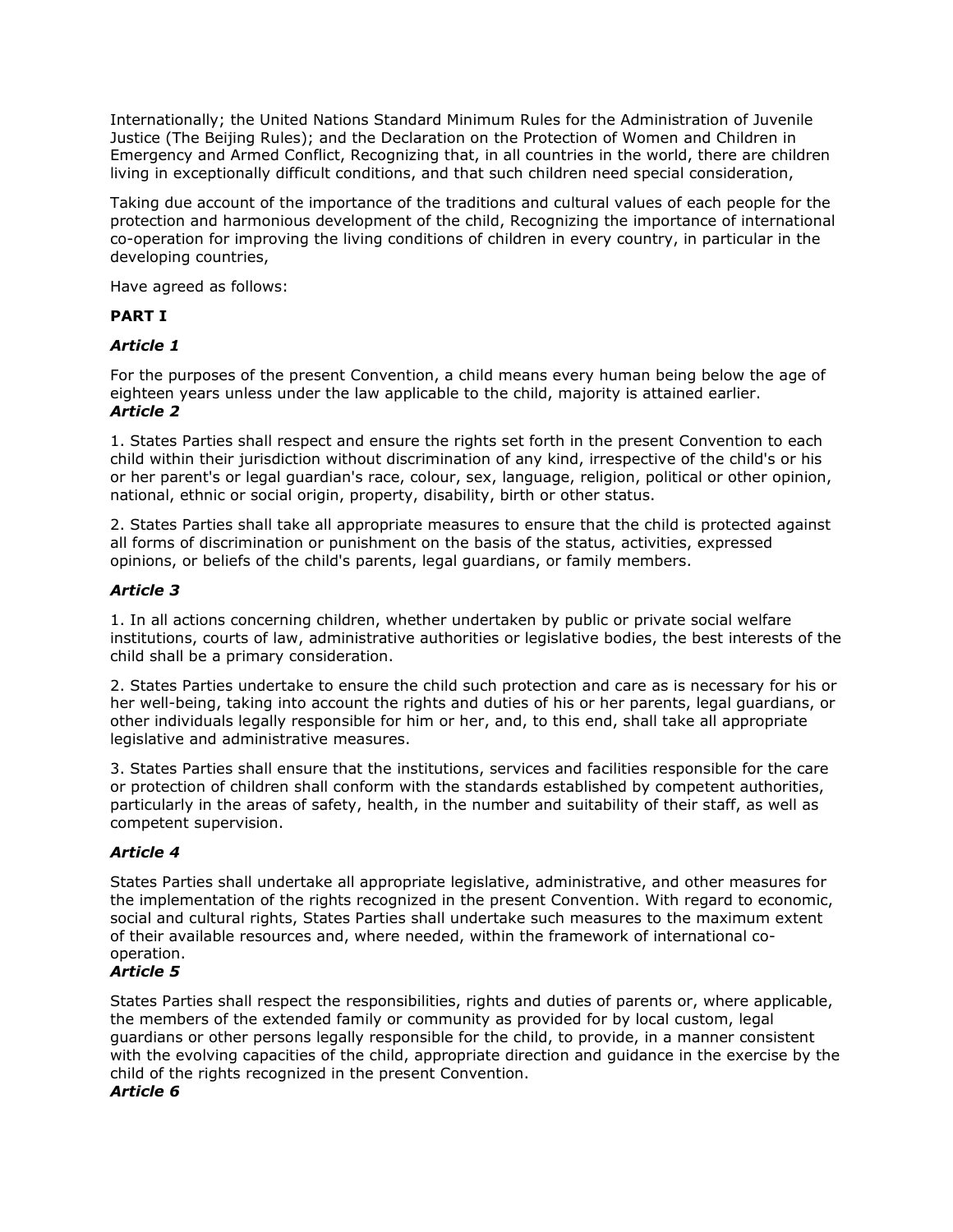Internationally; the United Nations Standard Minimum Rules for the Administration of Juvenile Justice (The Beijing Rules); and the Declaration on the Protection of Women and Children in Emergency and Armed Conflict, Recognizing that, in all countries in the world, there are children living in exceptionally difficult conditions, and that such children need special consideration,

Taking due account of the importance of the traditions and cultural values of each people for the protection and harmonious development of the child, Recognizing the importance of international co-operation for improving the living conditions of children in every country, in particular in the developing countries,

Have agreed as follows:

**PART I**

***Article 1***

For the purposes of the present Convention, a child means every human being below the age of eighteen years unless under the law applicable to the child, majority is attained earlier.

***Article 2***

1. States Parties shall respect and ensure the rights set forth in the present Convention to each child within their jurisdiction without discrimination of any kind, irrespective of the child's or his or her parent's or legal guardian's race, colour, sex, language, religion, political or other opinion, national, ethnic or social origin, property, disability, birth or other status.

2. States Parties shall take all appropriate measures to ensure that the child is protected against all forms of discrimination or punishment on the basis of the status, activities, expressed opinions, or beliefs of the child's parents, legal guardians, or family members.

***Article 3***

1. In all actions concerning children, whether undertaken by public or private social welfare institutions, courts of law, administrative authorities or legislative bodies, the best interests of the child shall be a primary consideration.

2. States Parties undertake to ensure the child such protection and care as is necessary for his or her well-being, taking into account the rights and duties of his or her parents, legal guardians, or other individuals legally responsible for him or her, and, to this end, shall take all appropriate legislative and administrative measures.

3. States Parties shall ensure that the institutions, services and facilities responsible for the care or protection of children shall conform with the standards established by competent authorities, particularly in the areas of safety, health, in the number and suitability of their staff, as well as competent supervision.

***Article 4***

States Parties shall undertake all appropriate legislative, administrative, and other measures for the implementation of the rights recognized in the present Convention. With regard to economic, social and cultural rights, States Parties shall undertake such measures to the maximum extent of their available resources and, where needed, within the framework of international co-operation.

***Article 5***

States Parties shall respect the responsibilities, rights and duties of parents or, where applicable, the members of the extended family or community as provided for by local custom, legal guardians or other persons legally responsible for the child, to provide, in a manner consistent with the evolving capacities of the child, appropriate direction and guidance in the exercise by the child of the rights recognized in the present Convention.

***Article 6***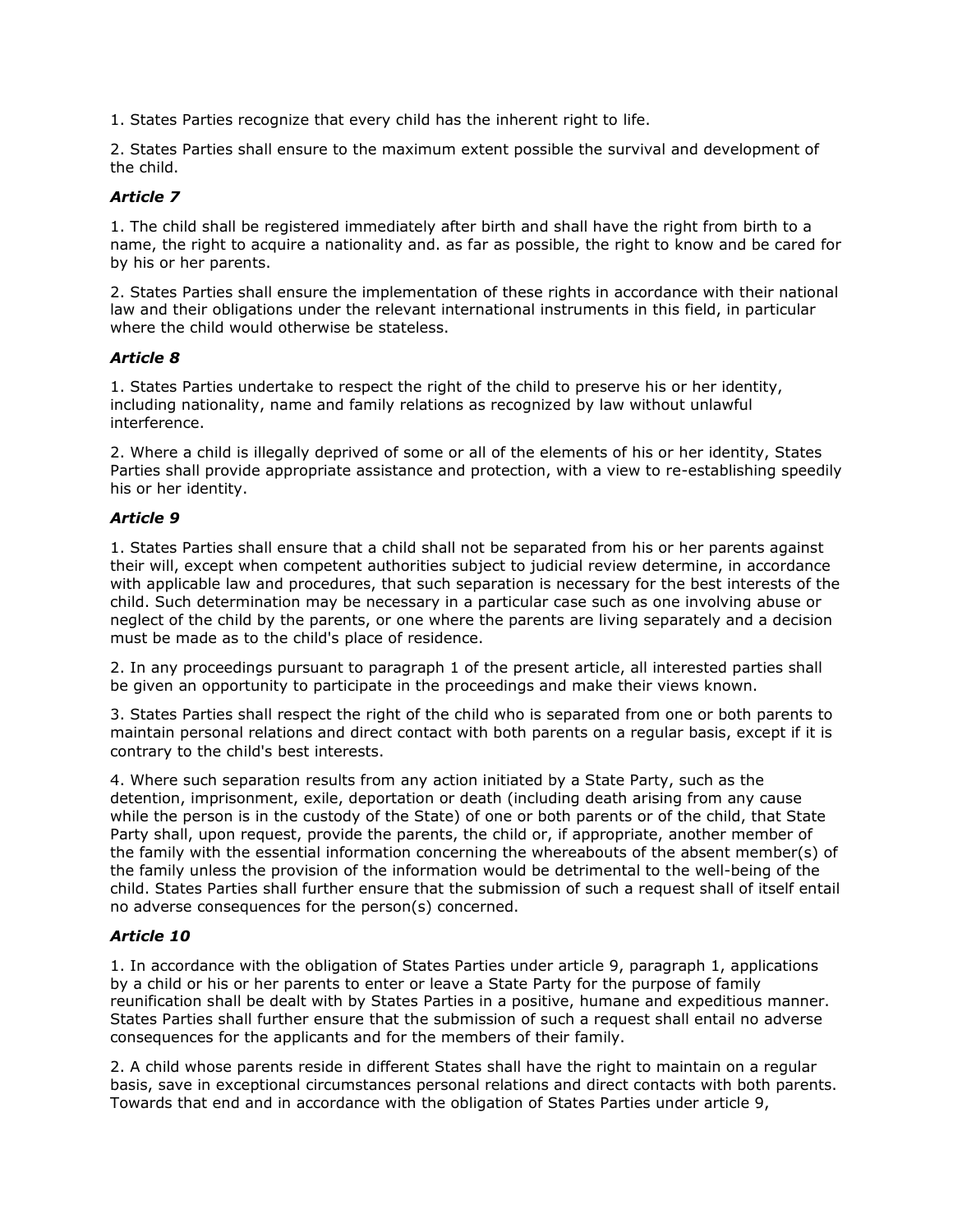1. States Parties recognize that every child has the inherent right to life.

2. States Parties shall ensure to the maximum extent possible the survival and development of the child.

### *Article 7*

1. The child shall be registered immediately after birth and shall have the right from birth to a name, the right to acquire a nationality and. as far as possible, the right to know and be cared for by his or her parents.

2. States Parties shall ensure the implementation of these rights in accordance with their national law and their obligations under the relevant international instruments in this field, in particular where the child would otherwise be stateless.

### *Article 8*

1. States Parties undertake to respect the right of the child to preserve his or her identity, including nationality, name and family relations as recognized by law without unlawful interference.

2. Where a child is illegally deprived of some or all of the elements of his or her identity, States Parties shall provide appropriate assistance and protection, with a view to re-establishing speedily his or her identity.

### *Article 9*

1. States Parties shall ensure that a child shall not be separated from his or her parents against their will, except when competent authorities subject to judicial review determine, in accordance with applicable law and procedures, that such separation is necessary for the best interests of the child. Such determination may be necessary in a particular case such as one involving abuse or neglect of the child by the parents, or one where the parents are living separately and a decision must be made as to the child's place of residence.

2. In any proceedings pursuant to paragraph 1 of the present article, all interested parties shall be given an opportunity to participate in the proceedings and make their views known.

3. States Parties shall respect the right of the child who is separated from one or both parents to maintain personal relations and direct contact with both parents on a regular basis, except if it is contrary to the child's best interests.

4. Where such separation results from any action initiated by a State Party, such as the detention, imprisonment, exile, deportation or death (including death arising from any cause while the person is in the custody of the State) of one or both parents or of the child, that State Party shall, upon request, provide the parents, the child or, if appropriate, another member of the family with the essential information concerning the whereabouts of the absent member(s) of the family unless the provision of the information would be detrimental to the well-being of the child. States Parties shall further ensure that the submission of such a request shall of itself entail no adverse consequences for the person(s) concerned.

### *Article 10*

1. In accordance with the obligation of States Parties under article 9, paragraph 1, applications by a child or his or her parents to enter or leave a State Party for the purpose of family reunification shall be dealt with by States Parties in a positive, humane and expeditious manner. States Parties shall further ensure that the submission of such a request shall entail no adverse consequences for the applicants and for the members of their family.

2. A child whose parents reside in different States shall have the right to maintain on a regular basis, save in exceptional circumstances personal relations and direct contacts with both parents. Towards that end and in accordance with the obligation of States Parties under article 9,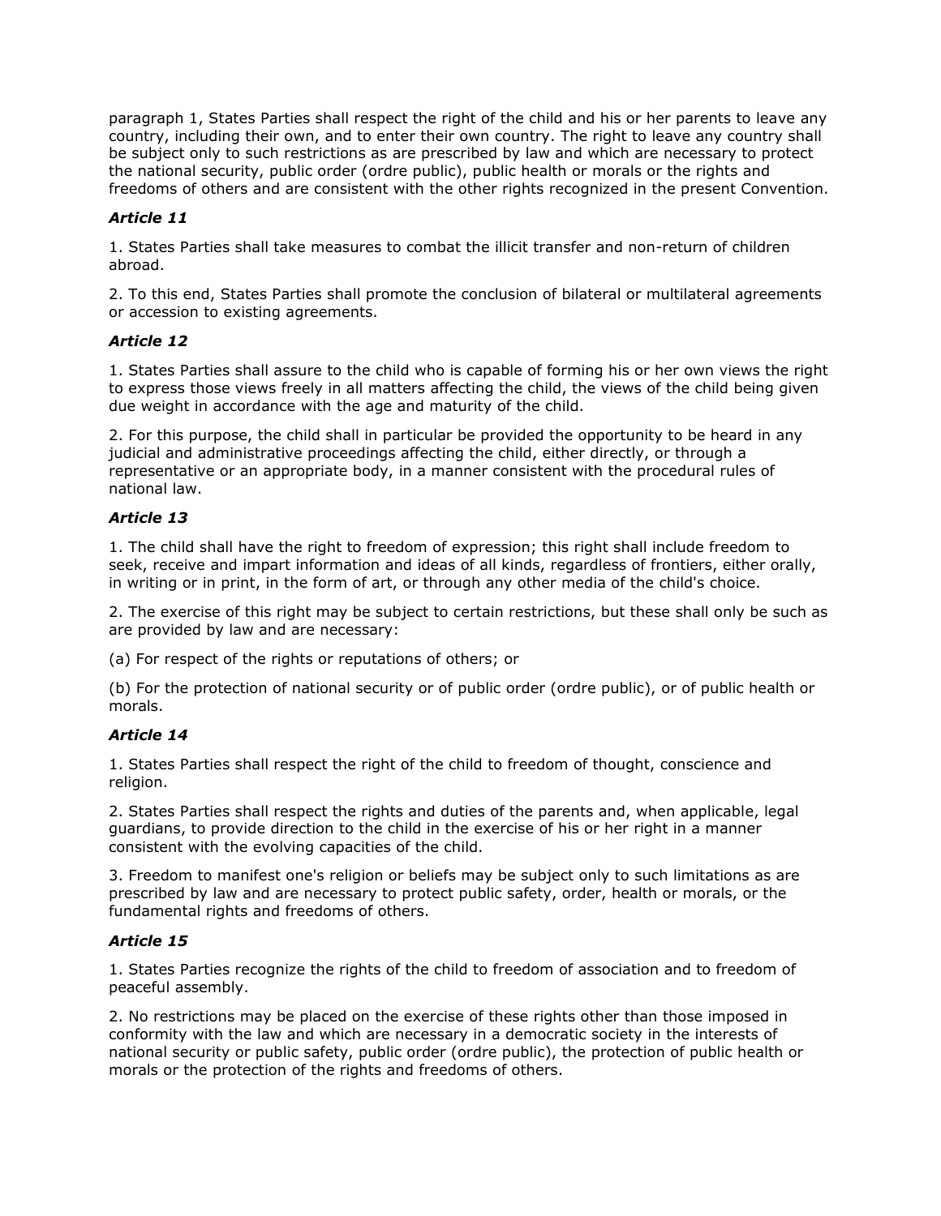paragraph 1, States Parties shall respect the right of the child and his or her parents to leave any country, including their own, and to enter their own country. The right to leave any country shall be subject only to such restrictions as are prescribed by law and which are necessary to protect the national security, public order (ordre public), public health or morals or the rights and freedoms of others and are consistent with the other rights recognized in the present Convention.

### *Article 11*

1. States Parties shall take measures to combat the illicit transfer and non-return of children abroad.

2. To this end, States Parties shall promote the conclusion of bilateral or multilateral agreements or accession to existing agreements.

### *Article 12*

1. States Parties shall assure to the child who is capable of forming his or her own views the right to express those views freely in all matters affecting the child, the views of the child being given due weight in accordance with the age and maturity of the child.

2. For this purpose, the child shall in particular be provided the opportunity to be heard in any judicial and administrative proceedings affecting the child, either directly, or through a representative or an appropriate body, in a manner consistent with the procedural rules of national law.

### *Article 13*

1. The child shall have the right to freedom of expression; this right shall include freedom to seek, receive and impart information and ideas of all kinds, regardless of frontiers, either orally, in writing or in print, in the form of art, or through any other media of the child's choice.

2. The exercise of this right may be subject to certain restrictions, but these shall only be such as are provided by law and are necessary:

(a) For respect of the rights or reputations of others; or

(b) For the protection of national security or of public order (ordre public), or of public health or morals.

### *Article 14*

1. States Parties shall respect the right of the child to freedom of thought, conscience and religion.

2. States Parties shall respect the rights and duties of the parents and, when applicable, legal guardians, to provide direction to the child in the exercise of his or her right in a manner consistent with the evolving capacities of the child.

3. Freedom to manifest one's religion or beliefs may be subject only to such limitations as are prescribed by law and are necessary to protect public safety, order, health or morals, or the fundamental rights and freedoms of others.

### *Article 15*

1. States Parties recognize the rights of the child to freedom of association and to freedom of peaceful assembly.

2. No restrictions may be placed on the exercise of these rights other than those imposed in conformity with the law and which are necessary in a democratic society in the interests of national security or public safety, public order (ordre public), the protection of public health or morals or the protection of the rights and freedoms of others.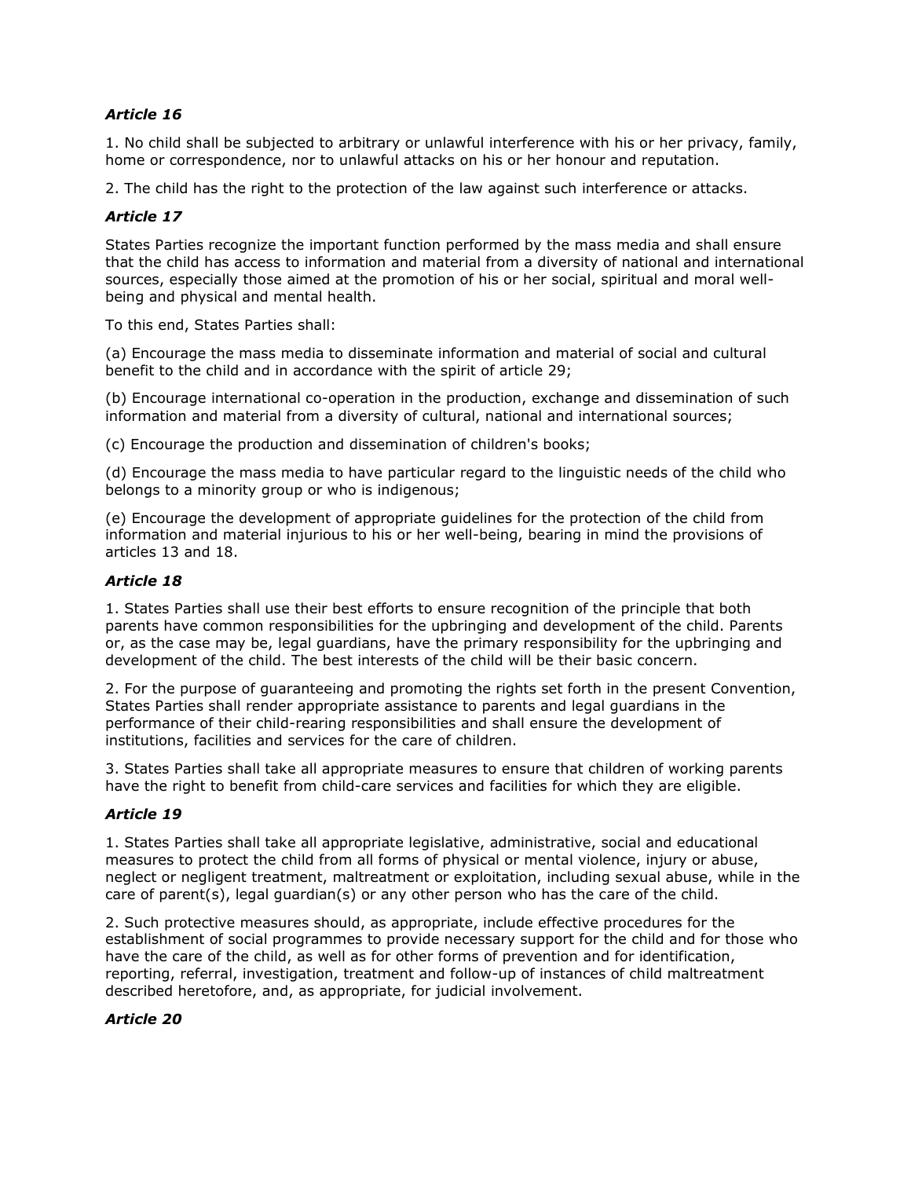### *Article 16*

1. No child shall be subjected to arbitrary or unlawful interference with his or her privacy, family, home or correspondence, nor to unlawful attacks on his or her honour and reputation.

2. The child has the right to the protection of the law against such interference or attacks.

### *Article 17*

States Parties recognize the important function performed by the mass media and shall ensure that the child has access to information and material from a diversity of national and international sources, especially those aimed at the promotion of his or her social, spiritual and moral well-being and physical and mental health.

To this end, States Parties shall:

(a) Encourage the mass media to disseminate information and material of social and cultural benefit to the child and in accordance with the spirit of article 29;

(b) Encourage international co-operation in the production, exchange and dissemination of such information and material from a diversity of cultural, national and international sources;

(c) Encourage the production and dissemination of children's books;

(d) Encourage the mass media to have particular regard to the linguistic needs of the child who belongs to a minority group or who is indigenous;

(e) Encourage the development of appropriate guidelines for the protection of the child from information and material injurious to his or her well-being, bearing in mind the provisions of articles 13 and 18.

### *Article 18*

1. States Parties shall use their best efforts to ensure recognition of the principle that both parents have common responsibilities for the upbringing and development of the child. Parents or, as the case may be, legal guardians, have the primary responsibility for the upbringing and development of the child. The best interests of the child will be their basic concern.

2. For the purpose of guaranteeing and promoting the rights set forth in the present Convention, States Parties shall render appropriate assistance to parents and legal guardians in the performance of their child-rearing responsibilities and shall ensure the development of institutions, facilities and services for the care of children.

3. States Parties shall take all appropriate measures to ensure that children of working parents have the right to benefit from child-care services and facilities for which they are eligible.

### *Article 19*

1. States Parties shall take all appropriate legislative, administrative, social and educational measures to protect the child from all forms of physical or mental violence, injury or abuse, neglect or negligent treatment, maltreatment or exploitation, including sexual abuse, while in the care of parent(s), legal guardian(s) or any other person who has the care of the child.

2. Such protective measures should, as appropriate, include effective procedures for the establishment of social programmes to provide necessary support for the child and for those who have the care of the child, as well as for other forms of prevention and for identification, reporting, referral, investigation, treatment and follow-up of instances of child maltreatment described heretofore, and, as appropriate, for judicial involvement.

### *Article 20*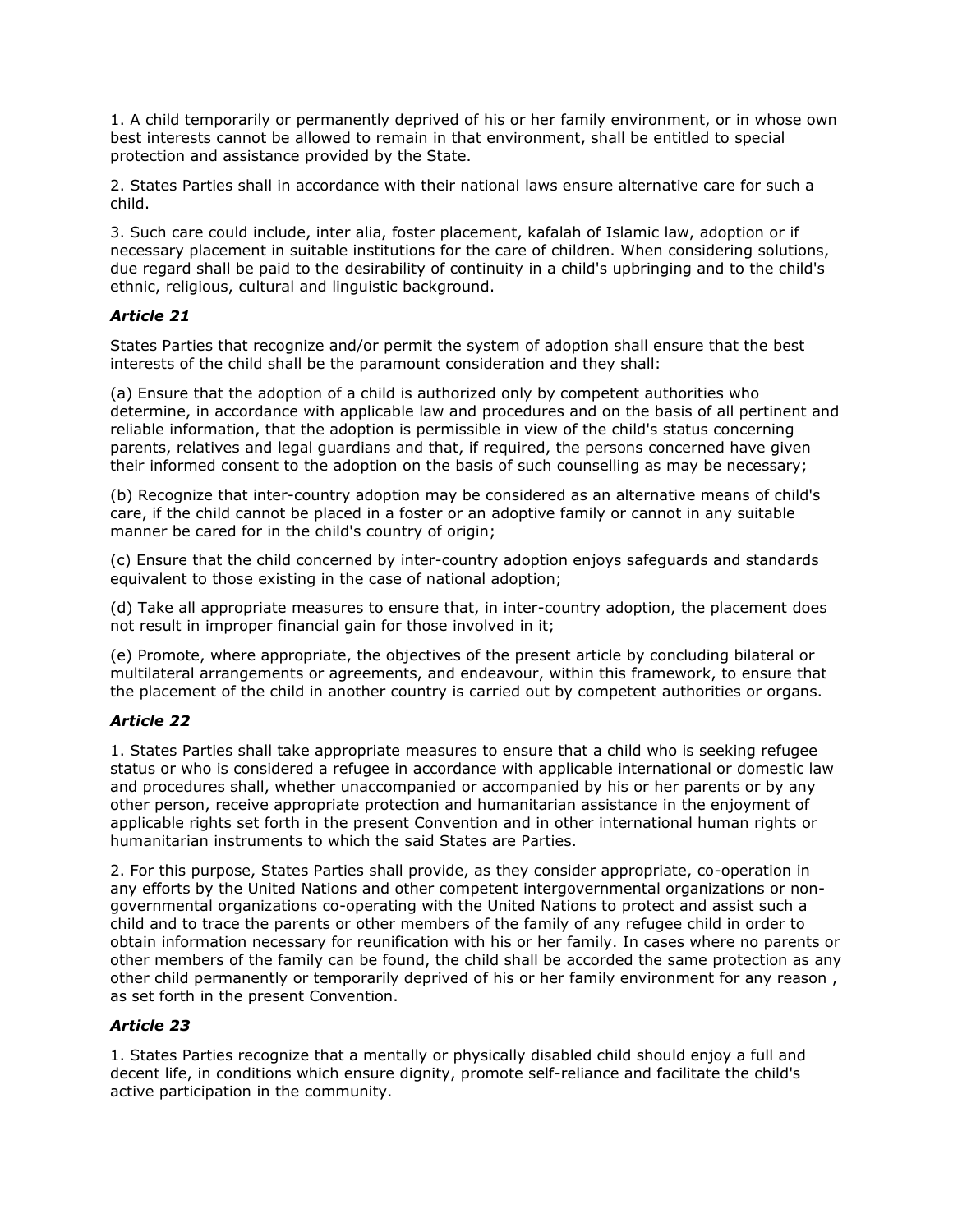1. A child temporarily or permanently deprived of his or her family environment, or in whose own best interests cannot be allowed to remain in that environment, shall be entitled to special protection and assistance provided by the State.

2. States Parties shall in accordance with their national laws ensure alternative care for such a child.

3. Such care could include, inter alia, foster placement, kafalah of Islamic law, adoption or if necessary placement in suitable institutions for the care of children. When considering solutions, due regard shall be paid to the desirability of continuity in a child's upbringing and to the child's ethnic, religious, cultural and linguistic background.

### *Article 21*

States Parties that recognize and/or permit the system of adoption shall ensure that the best interests of the child shall be the paramount consideration and they shall:

(a) Ensure that the adoption of a child is authorized only by competent authorities who determine, in accordance with applicable law and procedures and on the basis of all pertinent and reliable information, that the adoption is permissible in view of the child's status concerning parents, relatives and legal guardians and that, if required, the persons concerned have given their informed consent to the adoption on the basis of such counselling as may be necessary;

(b) Recognize that inter-country adoption may be considered as an alternative means of child's care, if the child cannot be placed in a foster or an adoptive family or cannot in any suitable manner be cared for in the child's country of origin;

(c) Ensure that the child concerned by inter-country adoption enjoys safeguards and standards equivalent to those existing in the case of national adoption;

(d) Take all appropriate measures to ensure that, in inter-country adoption, the placement does not result in improper financial gain for those involved in it;

(e) Promote, where appropriate, the objectives of the present article by concluding bilateral or multilateral arrangements or agreements, and endeavour, within this framework, to ensure that the placement of the child in another country is carried out by competent authorities or organs.

### *Article 22*

1. States Parties shall take appropriate measures to ensure that a child who is seeking refugee status or who is considered a refugee in accordance with applicable international or domestic law and procedures shall, whether unaccompanied or accompanied by his or her parents or by any other person, receive appropriate protection and humanitarian assistance in the enjoyment of applicable rights set forth in the present Convention and in other international human rights or humanitarian instruments to which the said States are Parties.

2. For this purpose, States Parties shall provide, as they consider appropriate, co-operation in any efforts by the United Nations and other competent intergovernmental organizations or non-governmental organizations co-operating with the United Nations to protect and assist such a child and to trace the parents or other members of the family of any refugee child in order to obtain information necessary for reunification with his or her family. In cases where no parents or other members of the family can be found, the child shall be accorded the same protection as any other child permanently or temporarily deprived of his or her family environment for any reason , as set forth in the present Convention.

### *Article 23*

1. States Parties recognize that a mentally or physically disabled child should enjoy a full and decent life, in conditions which ensure dignity, promote self-reliance and facilitate the child's active participation in the community.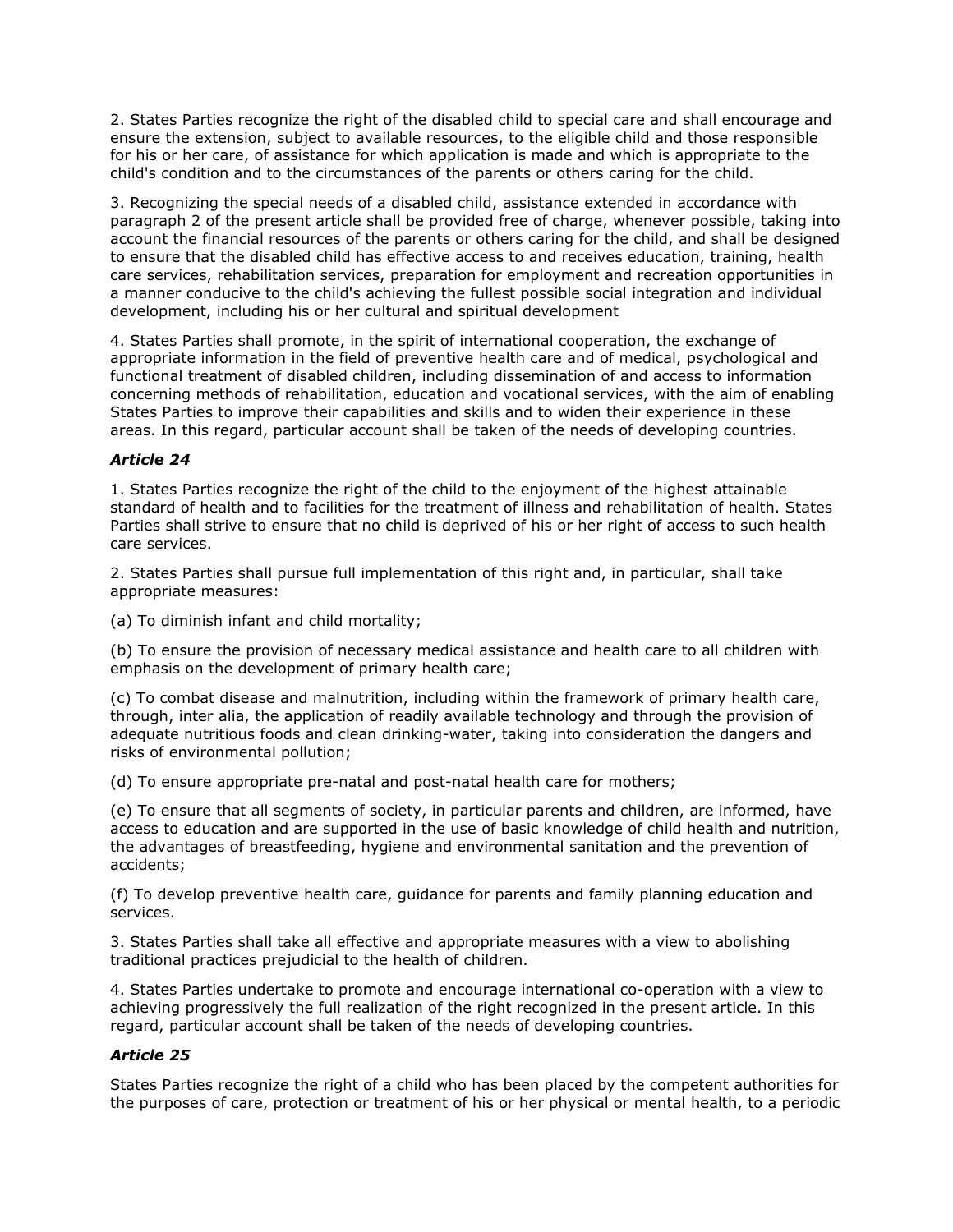2. States Parties recognize the right of the disabled child to special care and shall encourage and ensure the extension, subject to available resources, to the eligible child and those responsible for his or her care, of assistance for which application is made and which is appropriate to the child's condition and to the circumstances of the parents or others caring for the child.

3. Recognizing the special needs of a disabled child, assistance extended in accordance with paragraph 2 of the present article shall be provided free of charge, whenever possible, taking into account the financial resources of the parents or others caring for the child, and shall be designed to ensure that the disabled child has effective access to and receives education, training, health care services, rehabilitation services, preparation for employment and recreation opportunities in a manner conducive to the child's achieving the fullest possible social integration and individual development, including his or her cultural and spiritual development

4. States Parties shall promote, in the spirit of international cooperation, the exchange of appropriate information in the field of preventive health care and of medical, psychological and functional treatment of disabled children, including dissemination of and access to information concerning methods of rehabilitation, education and vocational services, with the aim of enabling States Parties to improve their capabilities and skills and to widen their experience in these areas. In this regard, particular account shall be taken of the needs of developing countries.

### *Article 24*

1. States Parties recognize the right of the child to the enjoyment of the highest attainable standard of health and to facilities for the treatment of illness and rehabilitation of health. States Parties shall strive to ensure that no child is deprived of his or her right of access to such health care services.

2. States Parties shall pursue full implementation of this right and, in particular, shall take appropriate measures:

(a) To diminish infant and child mortality;

(b) To ensure the provision of necessary medical assistance and health care to all children with emphasis on the development of primary health care;

(c) To combat disease and malnutrition, including within the framework of primary health care, through, inter alia, the application of readily available technology and through the provision of adequate nutritious foods and clean drinking-water, taking into consideration the dangers and risks of environmental pollution;

(d) To ensure appropriate pre-natal and post-natal health care for mothers;

(e) To ensure that all segments of society, in particular parents and children, are informed, have access to education and are supported in the use of basic knowledge of child health and nutrition, the advantages of breastfeeding, hygiene and environmental sanitation and the prevention of accidents;

(f) To develop preventive health care, guidance for parents and family planning education and services.

3. States Parties shall take all effective and appropriate measures with a view to abolishing traditional practices prejudicial to the health of children.

4. States Parties undertake to promote and encourage international co-operation with a view to achieving progressively the full realization of the right recognized in the present article. In this regard, particular account shall be taken of the needs of developing countries.

### *Article 25*

States Parties recognize the right of a child who has been placed by the competent authorities for the purposes of care, protection or treatment of his or her physical or mental health, to a periodic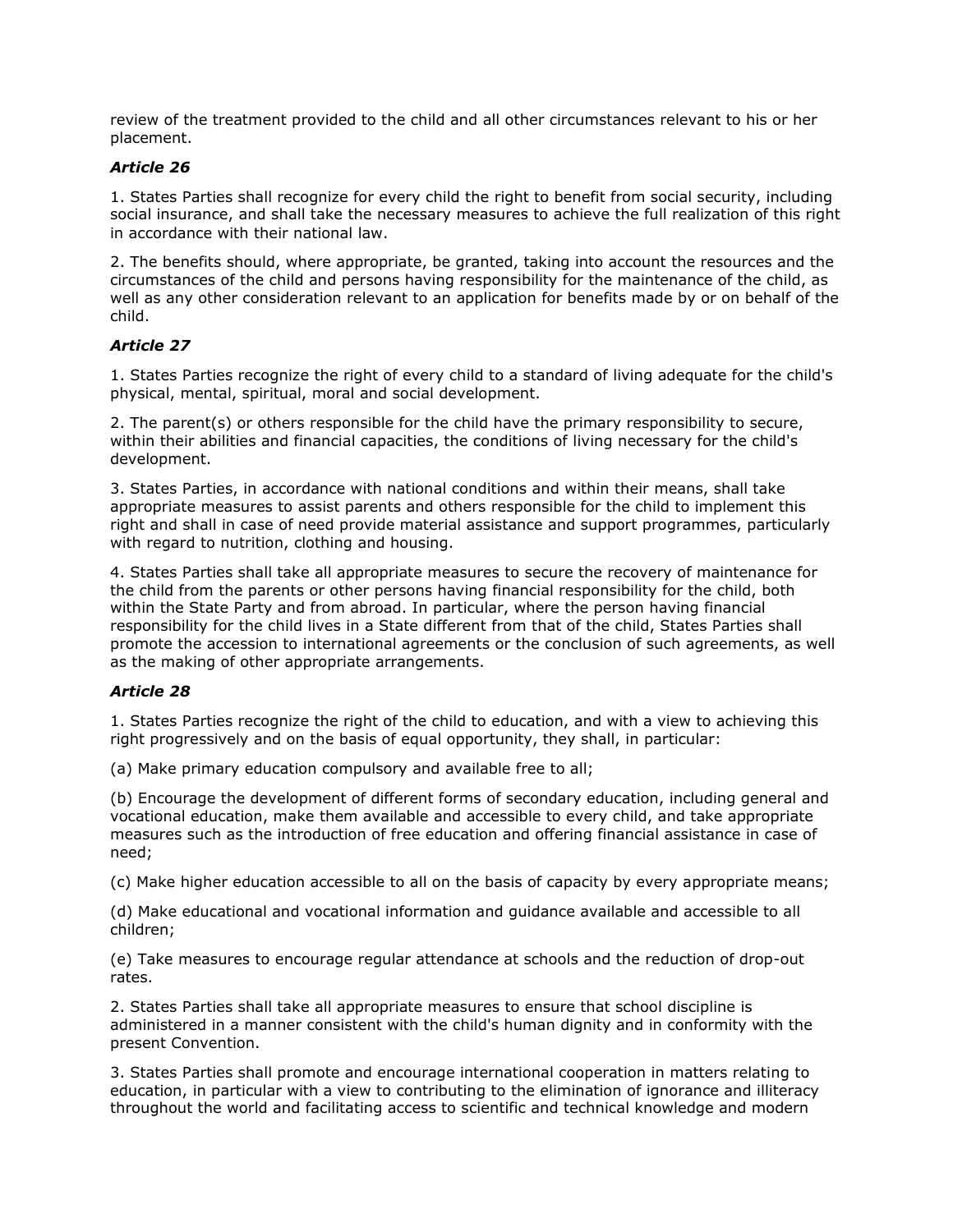review of the treatment provided to the child and all other circumstances relevant to his or her placement.

### *Article 26*

1. States Parties shall recognize for every child the right to benefit from social security, including social insurance, and shall take the necessary measures to achieve the full realization of this right in accordance with their national law.

2. The benefits should, where appropriate, be granted, taking into account the resources and the circumstances of the child and persons having responsibility for the maintenance of the child, as well as any other consideration relevant to an application for benefits made by or on behalf of the child.

### *Article 27*

1. States Parties recognize the right of every child to a standard of living adequate for the child's physical, mental, spiritual, moral and social development.

2. The parent(s) or others responsible for the child have the primary responsibility to secure, within their abilities and financial capacities, the conditions of living necessary for the child's development.

3. States Parties, in accordance with national conditions and within their means, shall take appropriate measures to assist parents and others responsible for the child to implement this right and shall in case of need provide material assistance and support programmes, particularly with regard to nutrition, clothing and housing.

4. States Parties shall take all appropriate measures to secure the recovery of maintenance for the child from the parents or other persons having financial responsibility for the child, both within the State Party and from abroad. In particular, where the person having financial responsibility for the child lives in a State different from that of the child, States Parties shall promote the accession to international agreements or the conclusion of such agreements, as well as the making of other appropriate arrangements.

### *Article 28*

1. States Parties recognize the right of the child to education, and with a view to achieving this right progressively and on the basis of equal opportunity, they shall, in particular:

(a) Make primary education compulsory and available free to all;

(b) Encourage the development of different forms of secondary education, including general and vocational education, make them available and accessible to every child, and take appropriate measures such as the introduction of free education and offering financial assistance in case of need;

(c) Make higher education accessible to all on the basis of capacity by every appropriate means;

(d) Make educational and vocational information and guidance available and accessible to all children;

(e) Take measures to encourage regular attendance at schools and the reduction of drop-out rates.

2. States Parties shall take all appropriate measures to ensure that school discipline is administered in a manner consistent with the child's human dignity and in conformity with the present Convention.

3. States Parties shall promote and encourage international cooperation in matters relating to education, in particular with a view to contributing to the elimination of ignorance and illiteracy throughout the world and facilitating access to scientific and technical knowledge and modern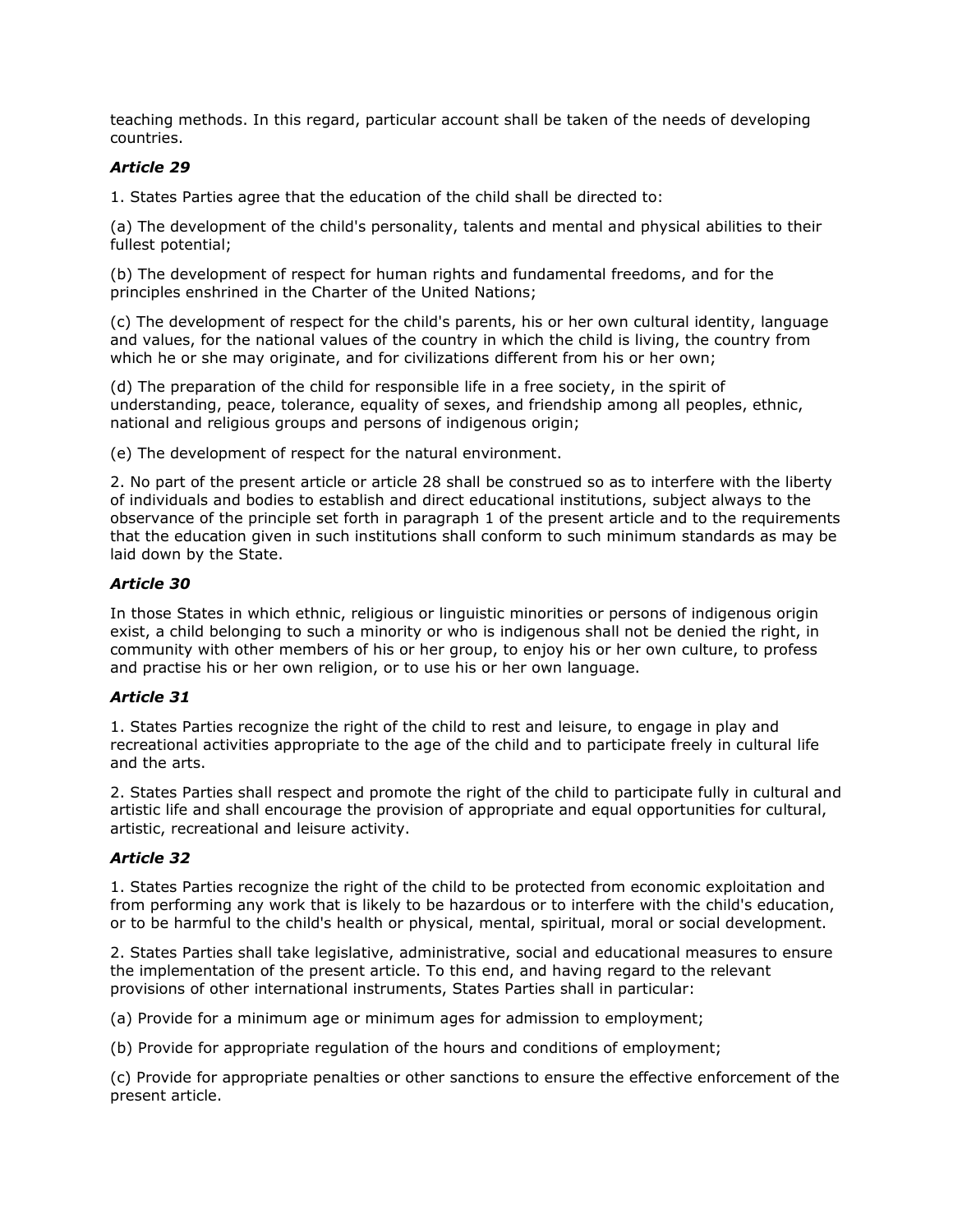teaching methods. In this regard, particular account shall be taken of the needs of developing countries.

### *Article 29*

1. States Parties agree that the education of the child shall be directed to:

(a) The development of the child's personality, talents and mental and physical abilities to their fullest potential;

(b) The development of respect for human rights and fundamental freedoms, and for the principles enshrined in the Charter of the United Nations;

(c) The development of respect for the child's parents, his or her own cultural identity, language and values, for the national values of the country in which the child is living, the country from which he or she may originate, and for civilizations different from his or her own;

(d) The preparation of the child for responsible life in a free society, in the spirit of understanding, peace, tolerance, equality of sexes, and friendship among all peoples, ethnic, national and religious groups and persons of indigenous origin;

(e) The development of respect for the natural environment.

2. No part of the present article or article 28 shall be construed so as to interfere with the liberty of individuals and bodies to establish and direct educational institutions, subject always to the observance of the principle set forth in paragraph 1 of the present article and to the requirements that the education given in such institutions shall conform to such minimum standards as may be laid down by the State.

### *Article 30*

In those States in which ethnic, religious or linguistic minorities or persons of indigenous origin exist, a child belonging to such a minority or who is indigenous shall not be denied the right, in community with other members of his or her group, to enjoy his or her own culture, to profess and practise his or her own religion, or to use his or her own language.

### *Article 31*

1. States Parties recognize the right of the child to rest and leisure, to engage in play and recreational activities appropriate to the age of the child and to participate freely in cultural life and the arts.

2. States Parties shall respect and promote the right of the child to participate fully in cultural and artistic life and shall encourage the provision of appropriate and equal opportunities for cultural, artistic, recreational and leisure activity.

### *Article 32*

1. States Parties recognize the right of the child to be protected from economic exploitation and from performing any work that is likely to be hazardous or to interfere with the child's education, or to be harmful to the child's health or physical, mental, spiritual, moral or social development.

2. States Parties shall take legislative, administrative, social and educational measures to ensure the implementation of the present article. To this end, and having regard to the relevant provisions of other international instruments, States Parties shall in particular:

(a) Provide for a minimum age or minimum ages for admission to employment;

(b) Provide for appropriate regulation of the hours and conditions of employment;

(c) Provide for appropriate penalties or other sanctions to ensure the effective enforcement of the present article.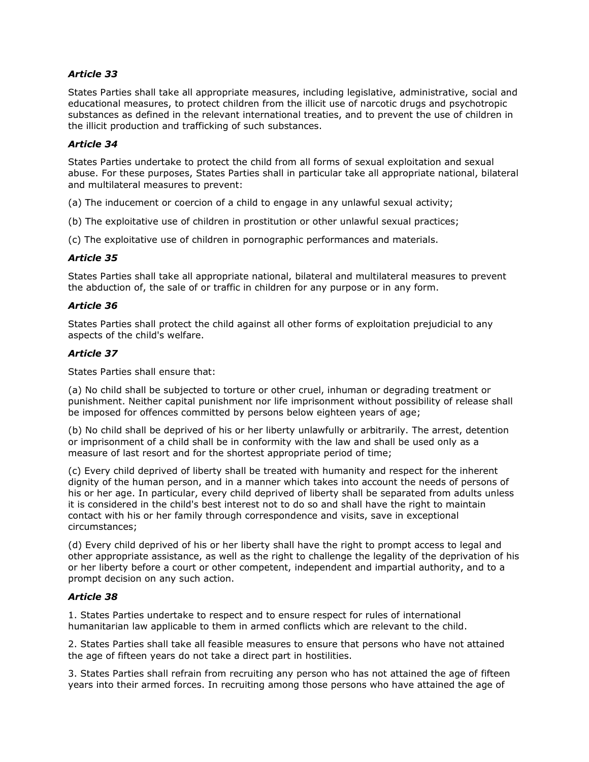***Article 33***

States Parties shall take all appropriate measures, including legislative, administrative, social and educational measures, to protect children from the illicit use of narcotic drugs and psychotropic substances as defined in the relevant international treaties, and to prevent the use of children in the illicit production and trafficking of such substances.

***Article 34***

States Parties undertake to protect the child from all forms of sexual exploitation and sexual abuse. For these purposes, States Parties shall in particular take all appropriate national, bilateral and multilateral measures to prevent:

(a) The inducement or coercion of a child to engage in any unlawful sexual activity;

(b) The exploitative use of children in prostitution or other unlawful sexual practices;

(c) The exploitative use of children in pornographic performances and materials.

***Article 35***

States Parties shall take all appropriate national, bilateral and multilateral measures to prevent the abduction of, the sale of or traffic in children for any purpose or in any form.

***Article 36***

States Parties shall protect the child against all other forms of exploitation prejudicial to any aspects of the child's welfare.

***Article 37***

States Parties shall ensure that:

(a) No child shall be subjected to torture or other cruel, inhuman or degrading treatment or punishment. Neither capital punishment nor life imprisonment without possibility of release shall be imposed for offences committed by persons below eighteen years of age;

(b) No child shall be deprived of his or her liberty unlawfully or arbitrarily. The arrest, detention or imprisonment of a child shall be in conformity with the law and shall be used only as a measure of last resort and for the shortest appropriate period of time;

(c) Every child deprived of liberty shall be treated with humanity and respect for the inherent dignity of the human person, and in a manner which takes into account the needs of persons of his or her age. In particular, every child deprived of liberty shall be separated from adults unless it is considered in the child's best interest not to do so and shall have the right to maintain contact with his or her family through correspondence and visits, save in exceptional circumstances;

(d) Every child deprived of his or her liberty shall have the right to prompt access to legal and other appropriate assistance, as well as the right to challenge the legality of the deprivation of his or her liberty before a court or other competent, independent and impartial authority, and to a prompt decision on any such action.

***Article 38***

1. States Parties undertake to respect and to ensure respect for rules of international humanitarian law applicable to them in armed conflicts which are relevant to the child.

2. States Parties shall take all feasible measures to ensure that persons who have not attained the age of fifteen years do not take a direct part in hostilities.

3. States Parties shall refrain from recruiting any person who has not attained the age of fifteen years into their armed forces. In recruiting among those persons who have attained the age of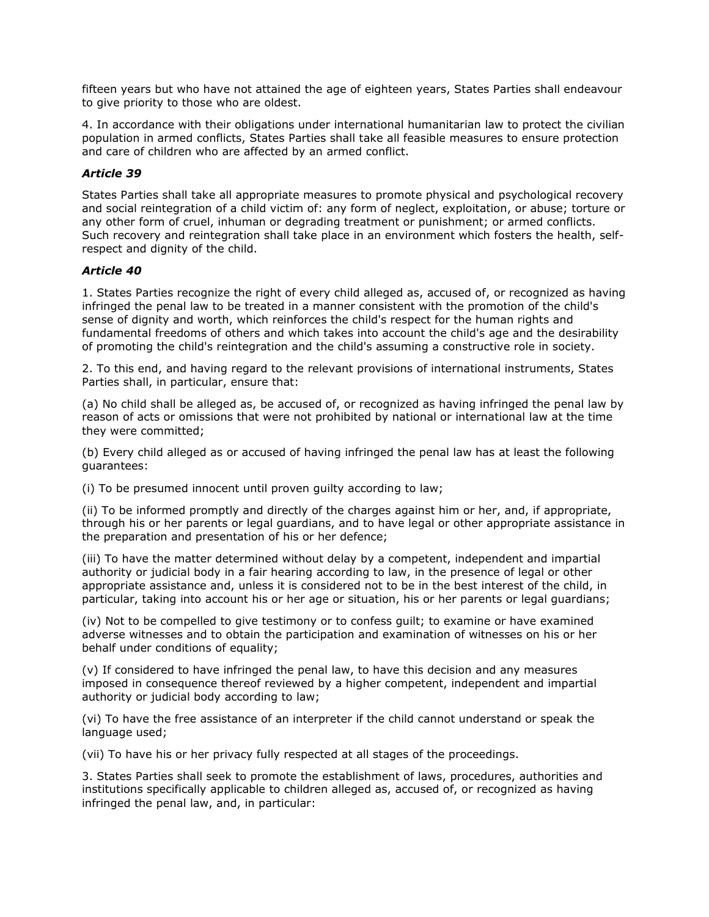fifteen years but who have not attained the age of eighteen years, States Parties shall endeavour to give priority to those who are oldest.

4. In accordance with their obligations under international humanitarian law to protect the civilian population in armed conflicts, States Parties shall take all feasible measures to ensure protection and care of children who are affected by an armed conflict.

### *Article 39*

States Parties shall take all appropriate measures to promote physical and psychological recovery and social reintegration of a child victim of: any form of neglect, exploitation, or abuse; torture or any other form of cruel, inhuman or degrading treatment or punishment; or armed conflicts. Such recovery and reintegration shall take place in an environment which fosters the health, self-respect and dignity of the child.

### *Article 40*

1. States Parties recognize the right of every child alleged as, accused of, or recognized as having infringed the penal law to be treated in a manner consistent with the promotion of the child's sense of dignity and worth, which reinforces the child's respect for the human rights and fundamental freedoms of others and which takes into account the child's age and the desirability of promoting the child's reintegration and the child's assuming a constructive role in society.

2. To this end, and having regard to the relevant provisions of international instruments, States Parties shall, in particular, ensure that:

(a) No child shall be alleged as, be accused of, or recognized as having infringed the penal law by reason of acts or omissions that were not prohibited by national or international law at the time they were committed;

(b) Every child alleged as or accused of having infringed the penal law has at least the following guarantees:

(i) To be presumed innocent until proven guilty according to law;

(ii) To be informed promptly and directly of the charges against him or her, and, if appropriate, through his or her parents or legal guardians, and to have legal or other appropriate assistance in the preparation and presentation of his or her defence;

(iii) To have the matter determined without delay by a competent, independent and impartial authority or judicial body in a fair hearing according to law, in the presence of legal or other appropriate assistance and, unless it is considered not to be in the best interest of the child, in particular, taking into account his or her age or situation, his or her parents or legal guardians;

(iv) Not to be compelled to give testimony or to confess guilt; to examine or have examined adverse witnesses and to obtain the participation and examination of witnesses on his or her behalf under conditions of equality;

(v) If considered to have infringed the penal law, to have this decision and any measures imposed in consequence thereof reviewed by a higher competent, independent and impartial authority or judicial body according to law;

(vi) To have the free assistance of an interpreter if the child cannot understand or speak the language used;

(vii) To have his or her privacy fully respected at all stages of the proceedings.

3. States Parties shall seek to promote the establishment of laws, procedures, authorities and institutions specifically applicable to children alleged as, accused of, or recognized as having infringed the penal law, and, in particular: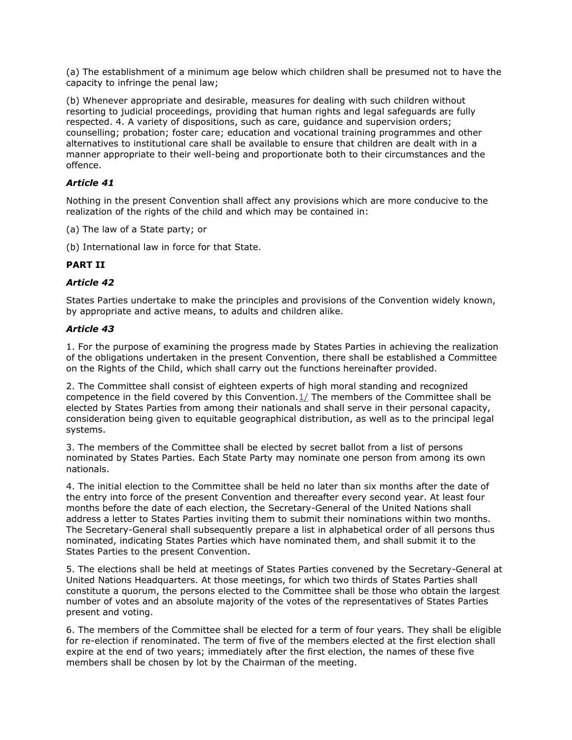(a) The establishment of a minimum age below which children shall be presumed not to have the capacity to infringe the penal law;

(b) Whenever appropriate and desirable, measures for dealing with such children without resorting to judicial proceedings, providing that human rights and legal safeguards are fully respected. 4. A variety of dispositions, such as care, guidance and supervision orders; counselling; probation; foster care; education and vocational training programmes and other alternatives to institutional care shall be available to ensure that children are dealt with in a manner appropriate to their well-being and proportionate both to their circumstances and the offence.

### *Article 41*

Nothing in the present Convention shall affect any provisions which are more conducive to the realization of the rights of the child and which may be contained in:

(a) The law of a State party; or

(b) International law in force for that State.

## PART II

### *Article 42*

States Parties undertake to make the principles and provisions of the Convention widely known, by appropriate and active means, to adults and children alike.

### *Article 43*

1. For the purpose of examining the progress made by States Parties in achieving the realization of the obligations undertaken in the present Convention, there shall be established a Committee on the Rights of the Child, which shall carry out the functions hereinafter provided.

2. The Committee shall consist of eighteen experts of high moral standing and recognized competence in the field covered by this Convention.1/ The members of the Committee shall be elected by States Parties from among their nationals and shall serve in their personal capacity, consideration being given to equitable geographical distribution, as well as to the principal legal systems.

3. The members of the Committee shall be elected by secret ballot from a list of persons nominated by States Parties. Each State Party may nominate one person from among its own nationals.

4. The initial election to the Committee shall be held no later than six months after the date of the entry into force of the present Convention and thereafter every second year. At least four months before the date of each election, the Secretary-General of the United Nations shall address a letter to States Parties inviting them to submit their nominations within two months. The Secretary-General shall subsequently prepare a list in alphabetical order of all persons thus nominated, indicating States Parties which have nominated them, and shall submit it to the States Parties to the present Convention.

5. The elections shall be held at meetings of States Parties convened by the Secretary-General at United Nations Headquarters. At those meetings, for which two thirds of States Parties shall constitute a quorum, the persons elected to the Committee shall be those who obtain the largest number of votes and an absolute majority of the votes of the representatives of States Parties present and voting.

6. The members of the Committee shall be elected for a term of four years. They shall be eligible for re-election if renominated. The term of five of the members elected at the first election shall expire at the end of two years; immediately after the first election, the names of these five members shall be chosen by lot by the Chairman of the meeting.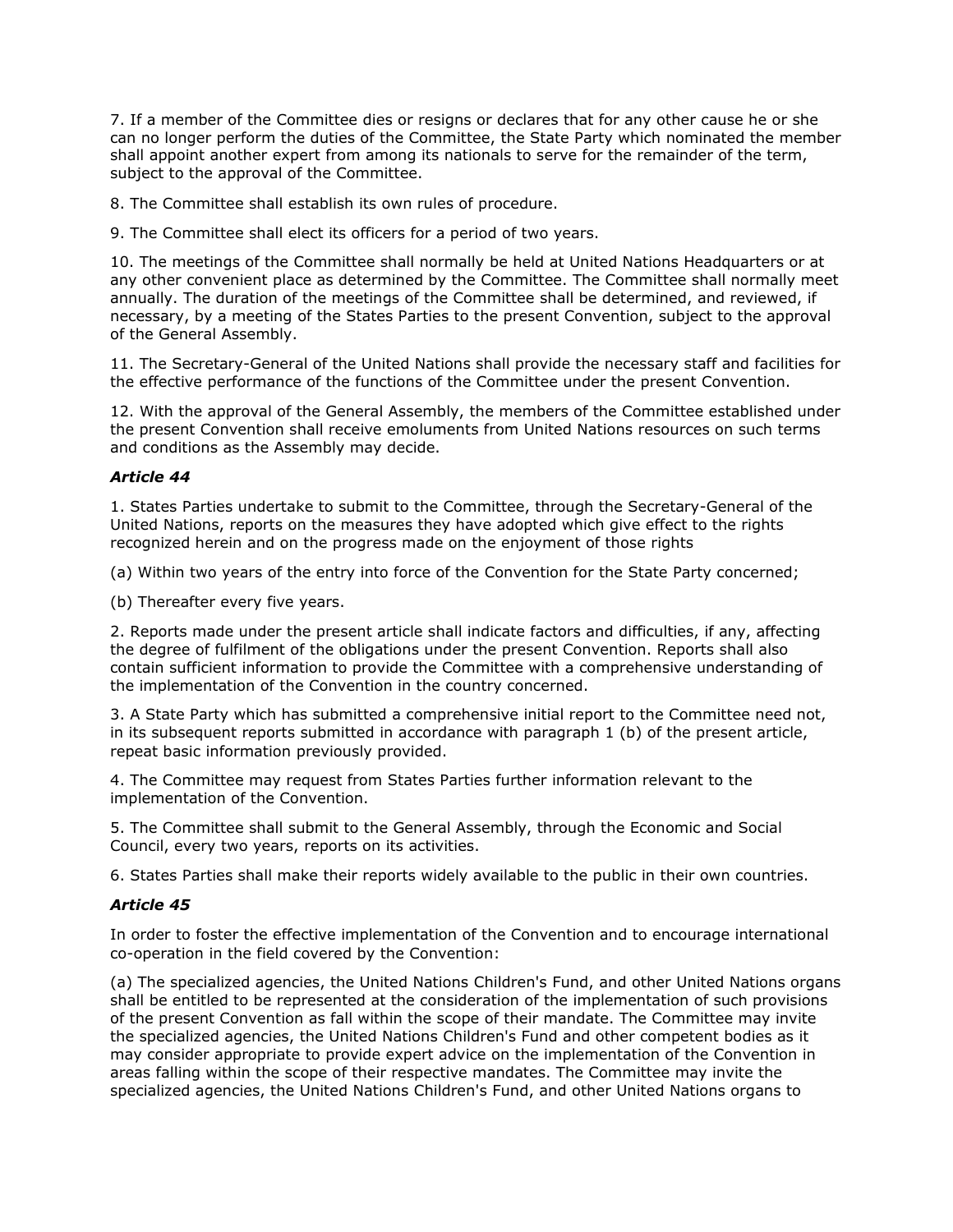7. If a member of the Committee dies or resigns or declares that for any other cause he or she can no longer perform the duties of the Committee, the State Party which nominated the member shall appoint another expert from among its nationals to serve for the remainder of the term, subject to the approval of the Committee.

8. The Committee shall establish its own rules of procedure.

9. The Committee shall elect its officers for a period of two years.

10. The meetings of the Committee shall normally be held at United Nations Headquarters or at any other convenient place as determined by the Committee. The Committee shall normally meet annually. The duration of the meetings of the Committee shall be determined, and reviewed, if necessary, by a meeting of the States Parties to the present Convention, subject to the approval of the General Assembly.

11. The Secretary-General of the United Nations shall provide the necessary staff and facilities for the effective performance of the functions of the Committee under the present Convention.

12. With the approval of the General Assembly, the members of the Committee established under the present Convention shall receive emoluments from United Nations resources on such terms and conditions as the Assembly may decide.

### *Article 44*

1. States Parties undertake to submit to the Committee, through the Secretary-General of the United Nations, reports on the measures they have adopted which give effect to the rights recognized herein and on the progress made on the enjoyment of those rights

(a) Within two years of the entry into force of the Convention for the State Party concerned;

(b) Thereafter every five years.

2. Reports made under the present article shall indicate factors and difficulties, if any, affecting the degree of fulfilment of the obligations under the present Convention. Reports shall also contain sufficient information to provide the Committee with a comprehensive understanding of the implementation of the Convention in the country concerned.

3. A State Party which has submitted a comprehensive initial report to the Committee need not, in its subsequent reports submitted in accordance with paragraph 1 (b) of the present article, repeat basic information previously provided.

4. The Committee may request from States Parties further information relevant to the implementation of the Convention.

5. The Committee shall submit to the General Assembly, through the Economic and Social Council, every two years, reports on its activities.

6. States Parties shall make their reports widely available to the public in their own countries.

### *Article 45*

In order to foster the effective implementation of the Convention and to encourage international co-operation in the field covered by the Convention:

(a) The specialized agencies, the United Nations Children's Fund, and other United Nations organs shall be entitled to be represented at the consideration of the implementation of such provisions of the present Convention as fall within the scope of their mandate. The Committee may invite the specialized agencies, the United Nations Children's Fund and other competent bodies as it may consider appropriate to provide expert advice on the implementation of the Convention in areas falling within the scope of their respective mandates. The Committee may invite the specialized agencies, the United Nations Children's Fund, and other United Nations organs to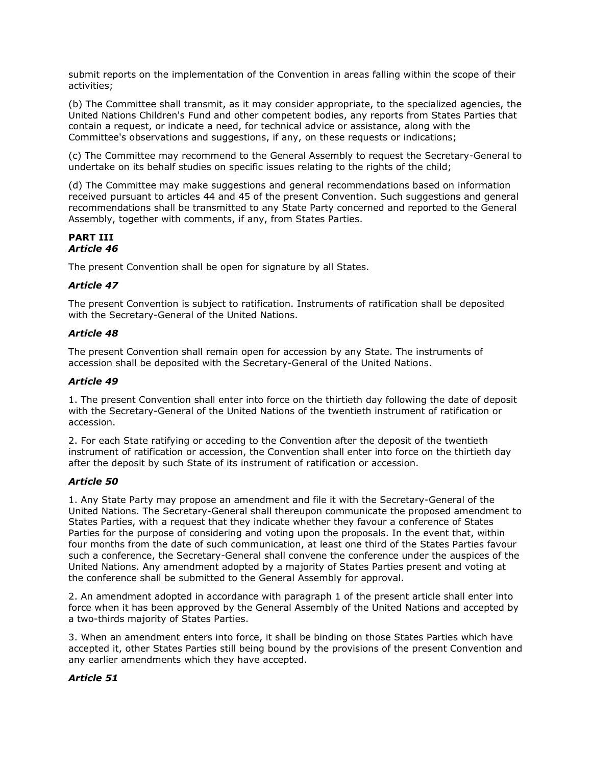submit reports on the implementation of the Convention in areas falling within the scope of their activities;

(b) The Committee shall transmit, as it may consider appropriate, to the specialized agencies, the United Nations Children's Fund and other competent bodies, any reports from States Parties that contain a request, or indicate a need, for technical advice or assistance, along with the Committee's observations and suggestions, if any, on these requests or indications;

(c) The Committee may recommend to the General Assembly to request the Secretary-General to undertake on its behalf studies on specific issues relating to the rights of the child;

(d) The Committee may make suggestions and general recommendations based on information received pursuant to articles 44 and 45 of the present Convention. Such suggestions and general recommendations shall be transmitted to any State Party concerned and reported to the General Assembly, together with comments, if any, from States Parties.

**PART III**

***Article 46***

The present Convention shall be open for signature by all States.

***Article 47***

The present Convention is subject to ratification. Instruments of ratification shall be deposited with the Secretary-General of the United Nations.

***Article 48***

The present Convention shall remain open for accession by any State. The instruments of accession shall be deposited with the Secretary-General of the United Nations.

***Article 49***

1. The present Convention shall enter into force on the thirtieth day following the date of deposit with the Secretary-General of the United Nations of the twentieth instrument of ratification or accession.

2. For each State ratifying or acceding to the Convention after the deposit of the twentieth instrument of ratification or accession, the Convention shall enter into force on the thirtieth day after the deposit by such State of its instrument of ratification or accession.

***Article 50***

1. Any State Party may propose an amendment and file it with the Secretary-General of the United Nations. The Secretary-General shall thereupon communicate the proposed amendment to States Parties, with a request that they indicate whether they favour a conference of States Parties for the purpose of considering and voting upon the proposals. In the event that, within four months from the date of such communication, at least one third of the States Parties favour such a conference, the Secretary-General shall convene the conference under the auspices of the United Nations. Any amendment adopted by a majority of States Parties present and voting at the conference shall be submitted to the General Assembly for approval.

2. An amendment adopted in accordance with paragraph 1 of the present article shall enter into force when it has been approved by the General Assembly of the United Nations and accepted by a two-thirds majority of States Parties.

3. When an amendment enters into force, it shall be binding on those States Parties which have accepted it, other States Parties still being bound by the provisions of the present Convention and any earlier amendments which they have accepted.

***Article 51***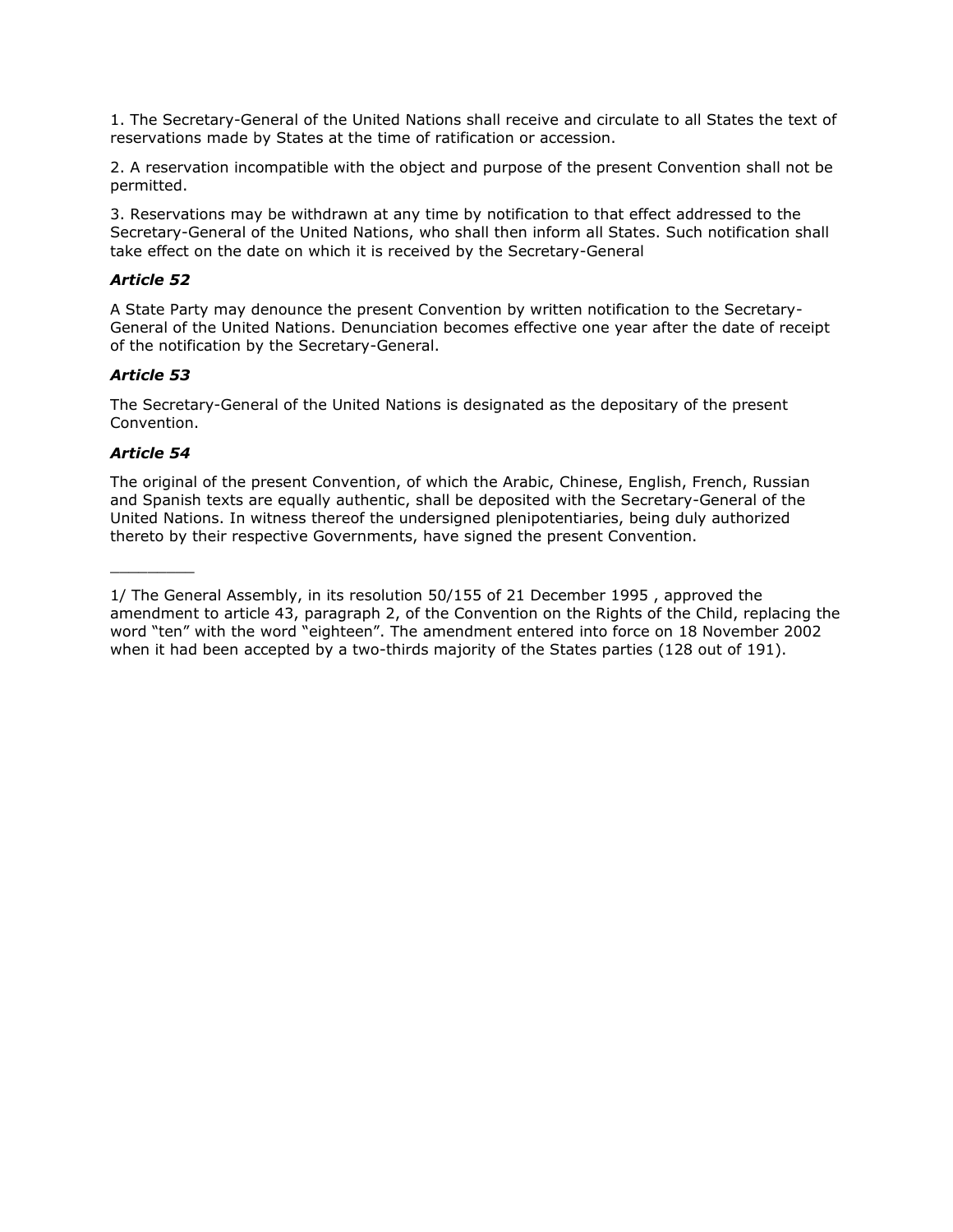1. The Secretary-General of the United Nations shall receive and circulate to all States the text of reservations made by States at the time of ratification or accession.

2. A reservation incompatible with the object and purpose of the present Convention shall not be permitted.

3. Reservations may be withdrawn at any time by notification to that effect addressed to the Secretary-General of the United Nations, who shall then inform all States. Such notification shall take effect on the date on which it is received by the Secretary-General

### *Article 52*

A State Party may denounce the present Convention by written notification to the Secretary-General of the United Nations. Denunciation becomes effective one year after the date of receipt of the notification by the Secretary-General.

### *Article 53*

The Secretary-General of the United Nations is designated as the depositary of the present Convention.

### *Article 54*

The original of the present Convention, of which the Arabic, Chinese, English, French, Russian and Spanish texts are equally authentic, shall be deposited with the Secretary-General of the United Nations. In witness thereof the undersigned plenipotentiaries, being duly authorized thereto by their respective Governments, have signed the present Convention.

---

1/ The General Assembly, in its resolution 50/155 of 21 December 1995 , approved the amendment to article 43, paragraph 2, of the Convention on the Rights of the Child, replacing the word "ten" with the word "eighteen". The amendment entered into force on 18 November 2002 when it had been accepted by a two-thirds majority of the States parties (128 out of 191).